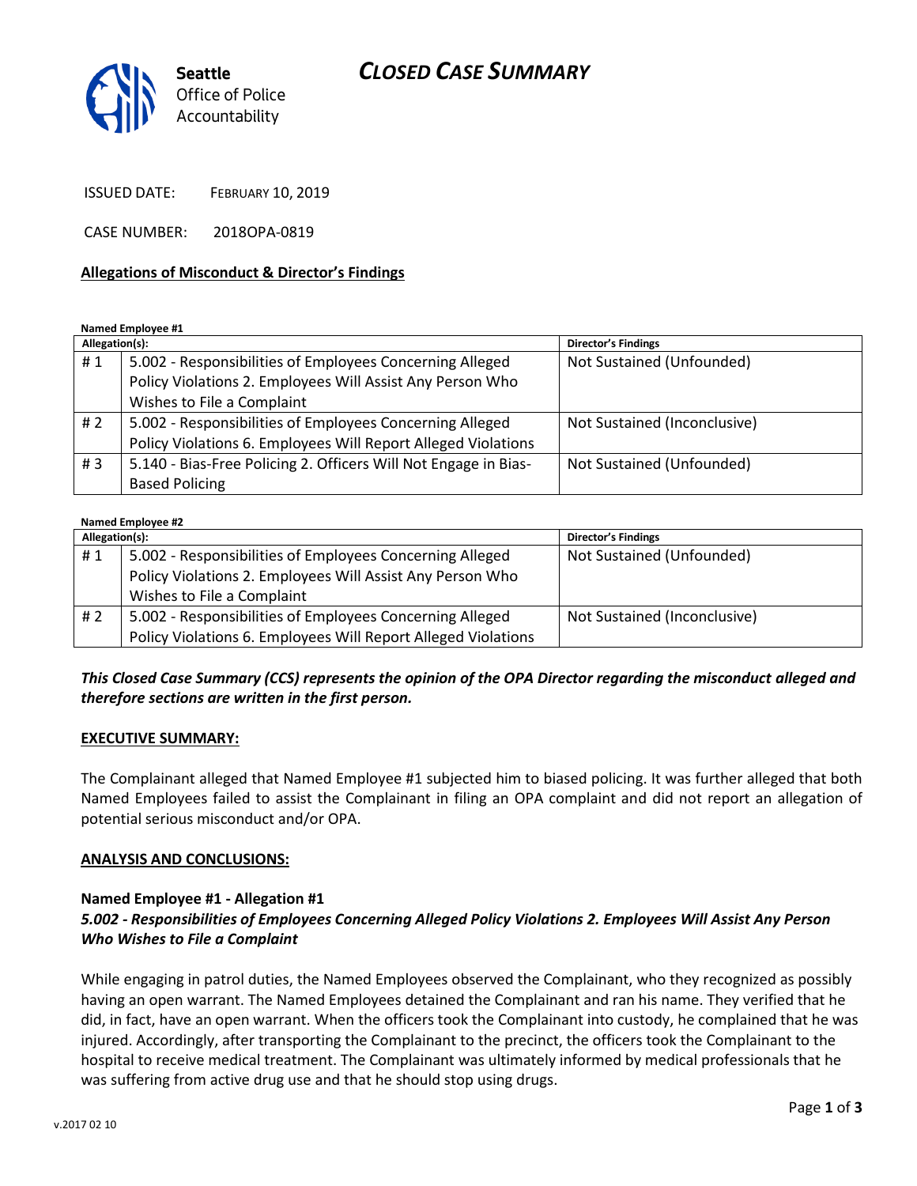Seattle Office of Police Accountability

# CLOSED CASE SUMMARY

ISSUED DATE: FEBRUARY 10, 2019

CASE NUMBER: 2018OPA-0819

## Allegations of Misconduct & Director's Findings

**Named Employee #1**

| Allegation(s): | | Director's Findings |
|---|---|---|
| # 1 | 5.002 - Responsibilities of Employees Concerning Alleged Policy Violations 2. Employees Will Assist Any Person Who Wishes to File a Complaint | Not Sustained (Unfounded) |
| # 2 | 5.002 - Responsibilities of Employees Concerning Alleged Policy Violations 6. Employees Will Report Alleged Violations | Not Sustained (Inconclusive) |
| # 3 | 5.140 - Bias-Free Policing 2. Officers Will Not Engage in Bias-Based Policing | Not Sustained (Unfounded) |

**Named Employee #2**

| Allegation(s): | | Director's Findings |
|---|---|---|
| # 1 | 5.002 - Responsibilities of Employees Concerning Alleged Policy Violations 2. Employees Will Assist Any Person Who Wishes to File a Complaint | Not Sustained (Unfounded) |
| # 2 | 5.002 - Responsibilities of Employees Concerning Alleged Policy Violations 6. Employees Will Report Alleged Violations | Not Sustained (Inconclusive) |

***This Closed Case Summary (CCS) represents the opinion of the OPA Director regarding the misconduct alleged and therefore sections are written in the first person.***

## EXECUTIVE SUMMARY:

The Complainant alleged that Named Employee #1 subjected him to biased policing. It was further alleged that both Named Employees failed to assist the Complainant in filing an OPA complaint and did not report an allegation of potential serious misconduct and/or OPA.

## ANALYSIS AND CONCLUSIONS:

### Named Employee #1 - Allegation #1
***5.002 - Responsibilities of Employees Concerning Alleged Policy Violations 2. Employees Will Assist Any Person Who Wishes to File a Complaint***

While engaging in patrol duties, the Named Employees observed the Complainant, who they recognized as possibly having an open warrant. The Named Employees detained the Complainant and ran his name. They verified that he did, in fact, have an open warrant. When the officers took the Complainant into custody, he complained that he was injured. Accordingly, after transporting the Complainant to the precinct, the officers took the Complainant to the hospital to receive medical treatment. The Complainant was ultimately informed by medical professionals that he was suffering from active drug use and that he should stop using drugs.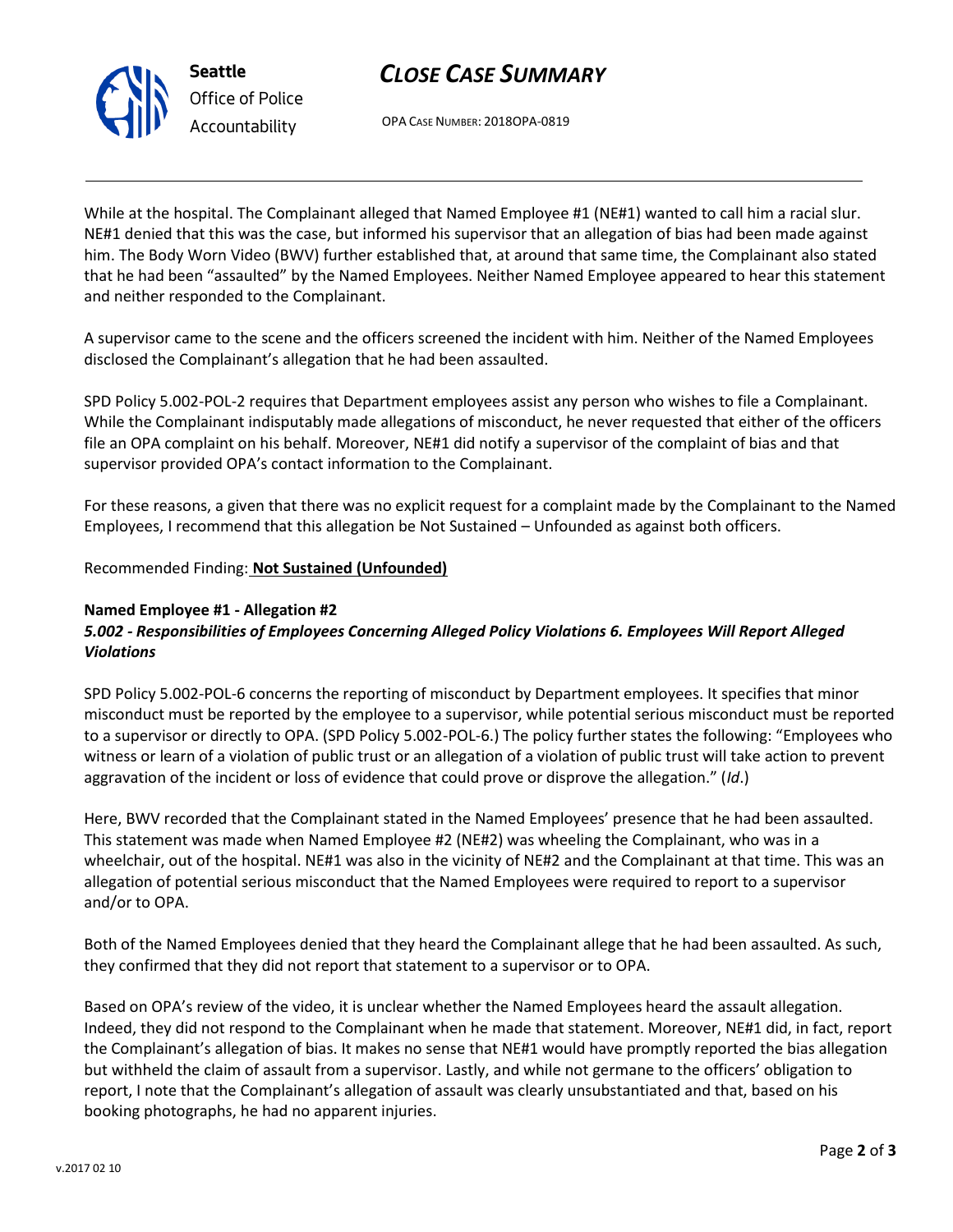While at the hospital. The Complainant alleged that Named Employee #1 (NE#1) wanted to call him a racial slur. NE#1 denied that this was the case, but informed his supervisor that an allegation of bias had been made against him. The Body Worn Video (BWV) further established that, at around that same time, the Complainant also stated that he had been "assaulted" by the Named Employees. Neither Named Employee appeared to hear this statement and neither responded to the Complainant.

A supervisor came to the scene and the officers screened the incident with him. Neither of the Named Employees disclosed the Complainant's allegation that he had been assaulted.

SPD Policy 5.002-POL-2 requires that Department employees assist any person who wishes to file a Complainant. While the Complainant indisputably made allegations of misconduct, he never requested that either of the officers file an OPA complaint on his behalf. Moreover, NE#1 did notify a supervisor of the complaint of bias and that supervisor provided OPA's contact information to the Complainant.

For these reasons, a given that there was no explicit request for a complaint made by the Complainant to the Named Employees, I recommend that this allegation be Not Sustained – Unfounded as against both officers.

Recommended Finding: **Not Sustained (Unfounded)**

**Named Employee #1 - Allegation #2**
***5.002 - Responsibilities of Employees Concerning Alleged Policy Violations 6. Employees Will Report Alleged Violations***

SPD Policy 5.002-POL-6 concerns the reporting of misconduct by Department employees. It specifies that minor misconduct must be reported by the employee to a supervisor, while potential serious misconduct must be reported to a supervisor or directly to OPA. (SPD Policy 5.002-POL-6.) The policy further states the following: "Employees who witness or learn of a violation of public trust or an allegation of a violation of public trust will take action to prevent aggravation of the incident or loss of evidence that could prove or disprove the allegation." (*Id*.)

Here, BWV recorded that the Complainant stated in the Named Employees' presence that he had been assaulted. This statement was made when Named Employee #2 (NE#2) was wheeling the Complainant, who was in a wheelchair, out of the hospital. NE#1 was also in the vicinity of NE#2 and the Complainant at that time. This was an allegation of potential serious misconduct that the Named Employees were required to report to a supervisor and/or to OPA.

Both of the Named Employees denied that they heard the Complainant allege that he had been assaulted. As such, they confirmed that they did not report that statement to a supervisor or to OPA.

Based on OPA's review of the video, it is unclear whether the Named Employees heard the assault allegation. Indeed, they did not respond to the Complainant when he made that statement. Moreover, NE#1 did, in fact, report the Complainant's allegation of bias. It makes no sense that NE#1 would have promptly reported the bias allegation but withheld the claim of assault from a supervisor. Lastly, and while not germane to the officers' obligation to report, I note that the Complainant's allegation of assault was clearly unsubstantiated and that, based on his booking photographs, he had no apparent injuries.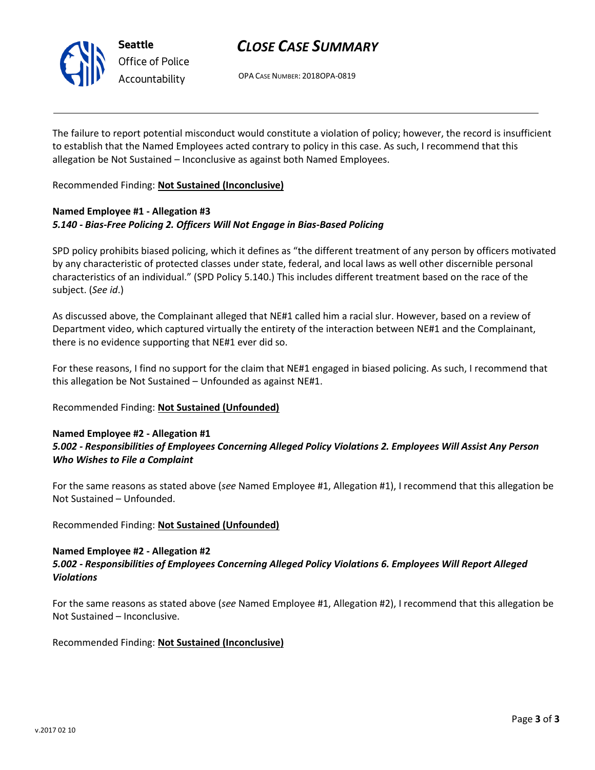The failure to report potential misconduct would constitute a violation of policy; however, the record is insufficient to establish that the Named Employees acted contrary to policy in this case. As such, I recommend that this allegation be Not Sustained – Inconclusive as against both Named Employees.

Recommended Finding: **Not Sustained (Inconclusive)**

**Named Employee #1 - Allegation #3**
***5.140 - Bias-Free Policing 2. Officers Will Not Engage in Bias-Based Policing***

SPD policy prohibits biased policing, which it defines as "the different treatment of any person by officers motivated by any characteristic of protected classes under state, federal, and local laws as well other discernible personal characteristics of an individual." (SPD Policy 5.140.) This includes different treatment based on the race of the subject. (*See id*.)

As discussed above, the Complainant alleged that NE#1 called him a racial slur. However, based on a review of Department video, which captured virtually the entirety of the interaction between NE#1 and the Complainant, there is no evidence supporting that NE#1 ever did so.

For these reasons, I find no support for the claim that NE#1 engaged in biased policing. As such, I recommend that this allegation be Not Sustained – Unfounded as against NE#1.

Recommended Finding: **Not Sustained (Unfounded)**

**Named Employee #2 - Allegation #1**
***5.002 - Responsibilities of Employees Concerning Alleged Policy Violations 2. Employees Will Assist Any Person Who Wishes to File a Complaint***

For the same reasons as stated above (*see* Named Employee #1, Allegation #1), I recommend that this allegation be Not Sustained – Unfounded.

Recommended Finding: **Not Sustained (Unfounded)**

**Named Employee #2 - Allegation #2**
***5.002 - Responsibilities of Employees Concerning Alleged Policy Violations 6. Employees Will Report Alleged Violations***

For the same reasons as stated above (*see* Named Employee #1, Allegation #2), I recommend that this allegation be Not Sustained – Inconclusive.

Recommended Finding: **Not Sustained (Inconclusive)**